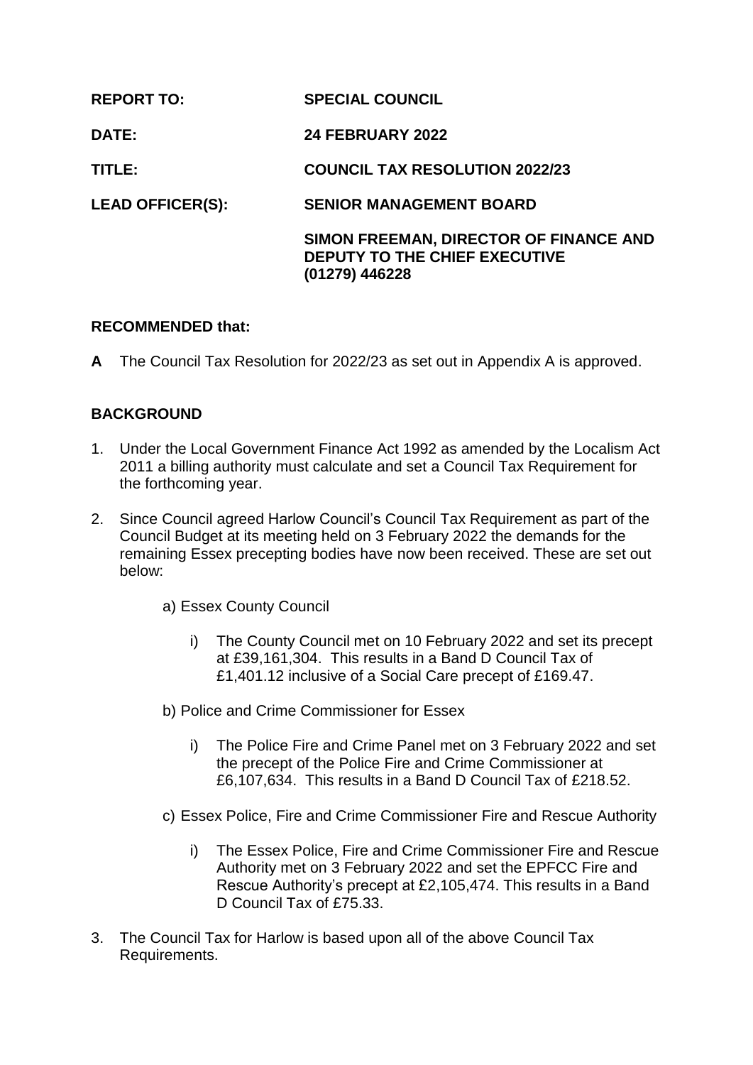**REPORT TO:** **SPECIAL COUNCIL**

**DATE:** **24 FEBRUARY 2022**

**TITLE:** **COUNCIL TAX RESOLUTION 2022/23**

**LEAD OFFICER(S):** **SENIOR MANAGEMENT BOARD**

**SIMON FREEMAN, DIRECTOR OF FINANCE AND DEPUTY TO THE CHIEF EXECUTIVE (01279) 446228**

## RECOMMENDED that:

**A** The Council Tax Resolution for 2022/23 as set out in Appendix A is approved.

## BACKGROUND

1. Under the Local Government Finance Act 1992 as amended by the Localism Act 2011 a billing authority must calculate and set a Council Tax Requirement for the forthcoming year.

2. Since Council agreed Harlow Council's Council Tax Requirement as part of the Council Budget at its meeting held on 3 February 2022 the demands for the remaining Essex precepting bodies have now been received. These are set out below:

   a) Essex County Council

      i) The County Council met on 10 February 2022 and set its precept at £39,161,304. This results in a Band D Council Tax of £1,401.12 inclusive of a Social Care precept of £169.47.

   b) Police and Crime Commissioner for Essex

      i) The Police Fire and Crime Panel met on 3 February 2022 and set the precept of the Police Fire and Crime Commissioner at £6,107,634. This results in a Band D Council Tax of £218.52.

   c) Essex Police, Fire and Crime Commissioner Fire and Rescue Authority

      i) The Essex Police, Fire and Crime Commissioner Fire and Rescue Authority met on 3 February 2022 and set the EPFCC Fire and Rescue Authority's precept at £2,105,474. This results in a Band D Council Tax of £75.33.

3. The Council Tax for Harlow is based upon all of the above Council Tax Requirements.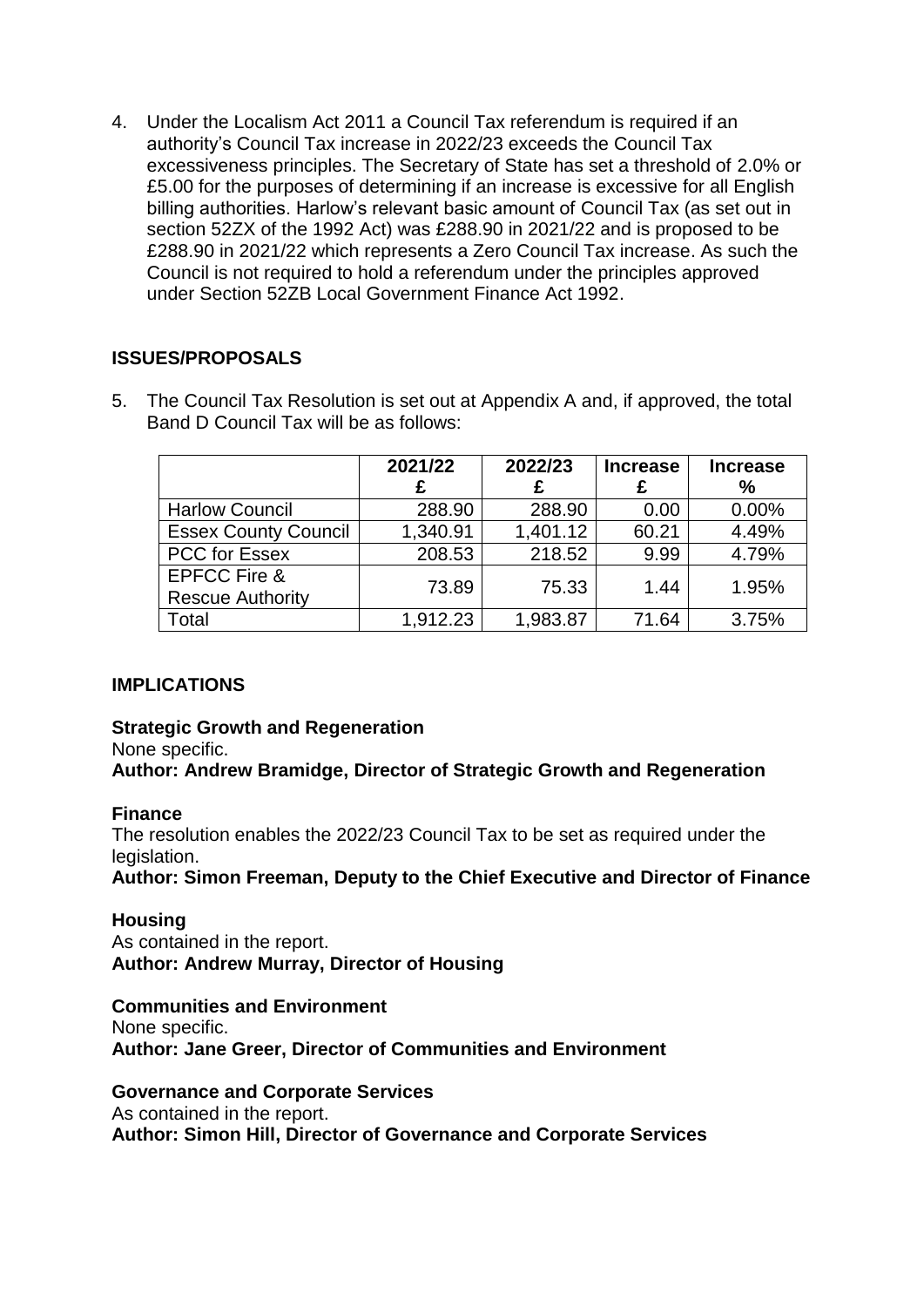4. Under the Localism Act 2011 a Council Tax referendum is required if an authority's Council Tax increase in 2022/23 exceeds the Council Tax excessiveness principles. The Secretary of State has set a threshold of 2.0% or £5.00 for the purposes of determining if an increase is excessive for all English billing authorities. Harlow's relevant basic amount of Council Tax (as set out in section 52ZX of the 1992 Act) was £288.90 in 2021/22 and is proposed to be £288.90 in 2021/22 which represents a Zero Council Tax increase. As such the Council is not required to hold a referendum under the principles approved under Section 52ZB Local Government Finance Act 1992.

## ISSUES/PROPOSALS

5. The Council Tax Resolution is set out at Appendix A and, if approved, the total Band D Council Tax will be as follows:

| | 2021/22 £ | 2022/23 £ | Increase £ | Increase % |
|---|---|---|---|---|
| Harlow Council | 288.90 | 288.90 | 0.00 | 0.00% |
| Essex County Council | 1,340.91 | 1,401.12 | 60.21 | 4.49% |
| PCC for Essex | 208.53 | 218.52 | 9.99 | 4.79% |
| EPFCC Fire & Rescue Authority | 73.89 | 75.33 | 1.44 | 1.95% |
| Total | 1,912.23 | 1,983.87 | 71.64 | 3.75% |

## IMPLICATIONS

**Strategic Growth and Regeneration**
None specific.
**Author: Andrew Bramidge, Director of Strategic Growth and Regeneration**

**Finance**
The resolution enables the 2022/23 Council Tax to be set as required under the legislation.
**Author: Simon Freeman, Deputy to the Chief Executive and Director of Finance**

**Housing**
As contained in the report.
**Author: Andrew Murray, Director of Housing**

**Communities and Environment**
None specific.
**Author: Jane Greer, Director of Communities and Environment**

**Governance and Corporate Services**
As contained in the report.
**Author: Simon Hill, Director of Governance and Corporate Services**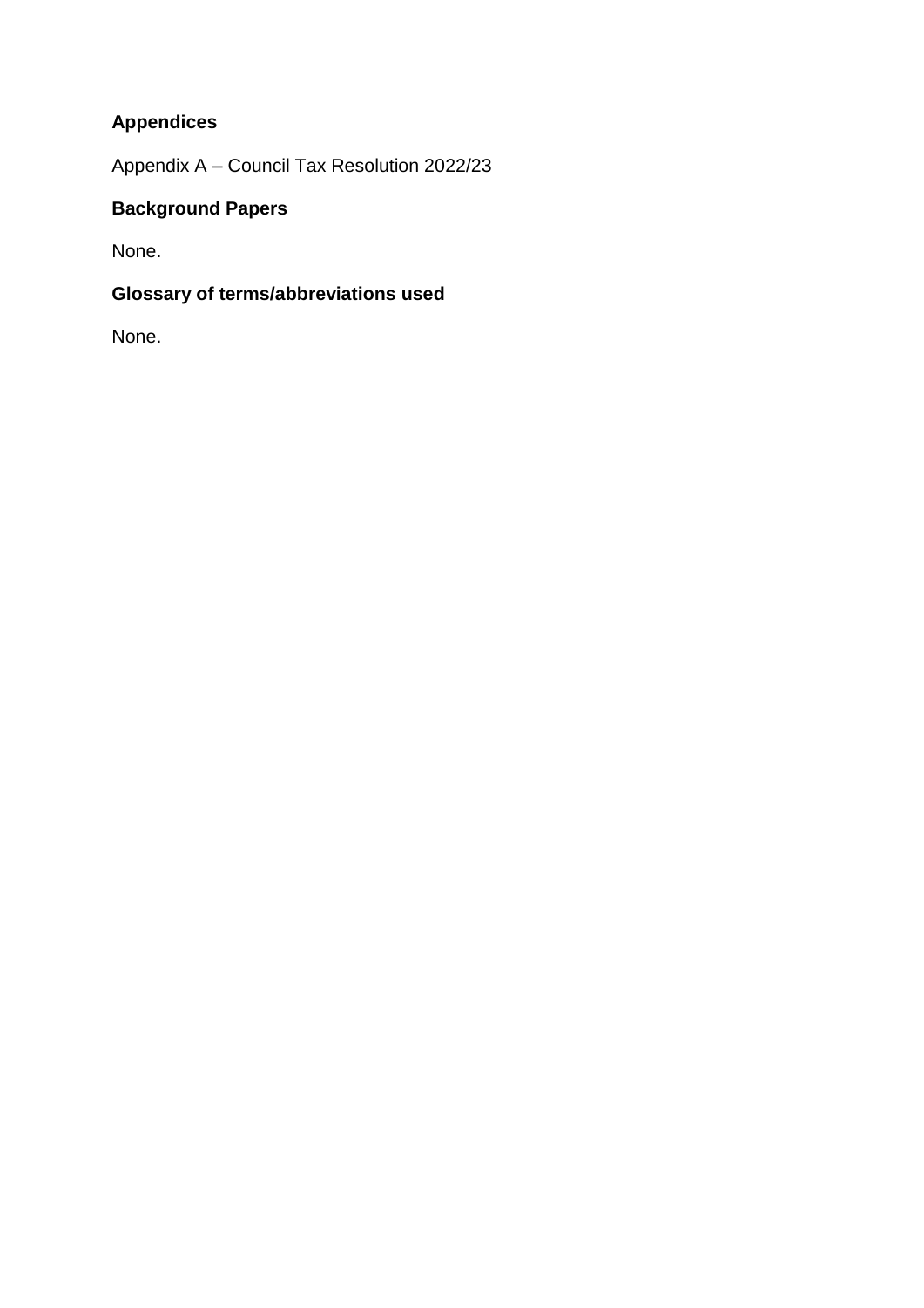## Appendices

Appendix A – Council Tax Resolution 2022/23

## Background Papers

None.

## Glossary of terms/abbreviations used

None.